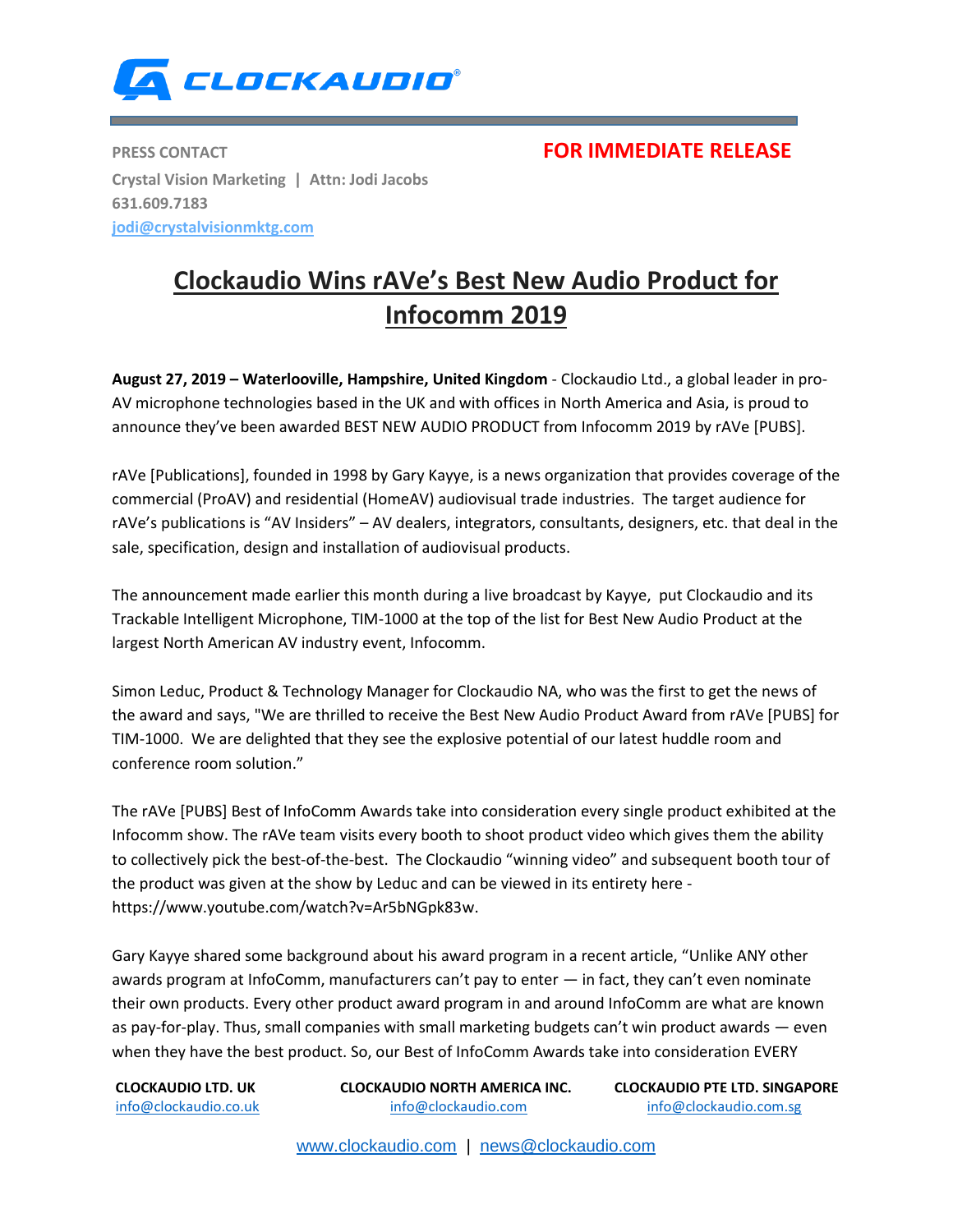CLOCKAUDIO®

PRESS CONTACT

**FOR IMMEDIATE RELEASE**

**Crystal Vision Marketing | Attn: Jodi Jacobs**
**631.609.7183**
**jodi@crystalvisionmktg.com**

# Clockaudio Wins rAVe's Best New Audio Product for Infocomm 2019

**August 27, 2019 – Waterlooville, Hampshire, United Kingdom** - Clockaudio Ltd., a global leader in pro-AV microphone technologies based in the UK and with offices in North America and Asia, is proud to announce they've been awarded BEST NEW AUDIO PRODUCT from Infocomm 2019 by rAVe [PUBS].

rAVe [Publications], founded in 1998 by Gary Kayye, is a news organization that provides coverage of the commercial (ProAV) and residential (HomeAV) audiovisual trade industries. The target audience for rAVe's publications is "AV Insiders" – AV dealers, integrators, consultants, designers, etc. that deal in the sale, specification, design and installation of audiovisual products.

The announcement made earlier this month during a live broadcast by Kayye, put Clockaudio and its Trackable Intelligent Microphone, TIM-1000 at the top of the list for Best New Audio Product at the largest North American AV industry event, Infocomm.

Simon Leduc, Product & Technology Manager for Clockaudio NA, who was the first to get the news of the award and says, "We are thrilled to receive the Best New Audio Product Award from rAVe [PUBS] for TIM-1000. We are delighted that they see the explosive potential of our latest huddle room and conference room solution."

The rAVe [PUBS] Best of InfoComm Awards take into consideration every single product exhibited at the Infocomm show. The rAVe team visits every booth to shoot product video which gives them the ability to collectively pick the best-of-the-best. The Clockaudio "winning video" and subsequent booth tour of the product was given at the show by Leduc and can be viewed in its entirety here - https://www.youtube.com/watch?v=Ar5bNGpk83w.

Gary Kayye shared some background about his award program in a recent article, "Unlike ANY other awards program at InfoComm, manufacturers can't pay to enter — in fact, they can't even nominate their own products. Every other product award program in and around InfoComm are what are known as pay-for-play. Thus, small companies with small marketing budgets can't win product awards — even when they have the best product. So, our Best of InfoComm Awards take into consideration EVERY

**CLOCKAUDIO LTD. UK**
info@clockaudio.co.uk

**CLOCKAUDIO NORTH AMERICA INC.**
info@clockaudio.com

**CLOCKAUDIO PTE LTD. SINGAPORE**
info@clockaudio.com.sg

www.clockaudio.com | news@clockaudio.com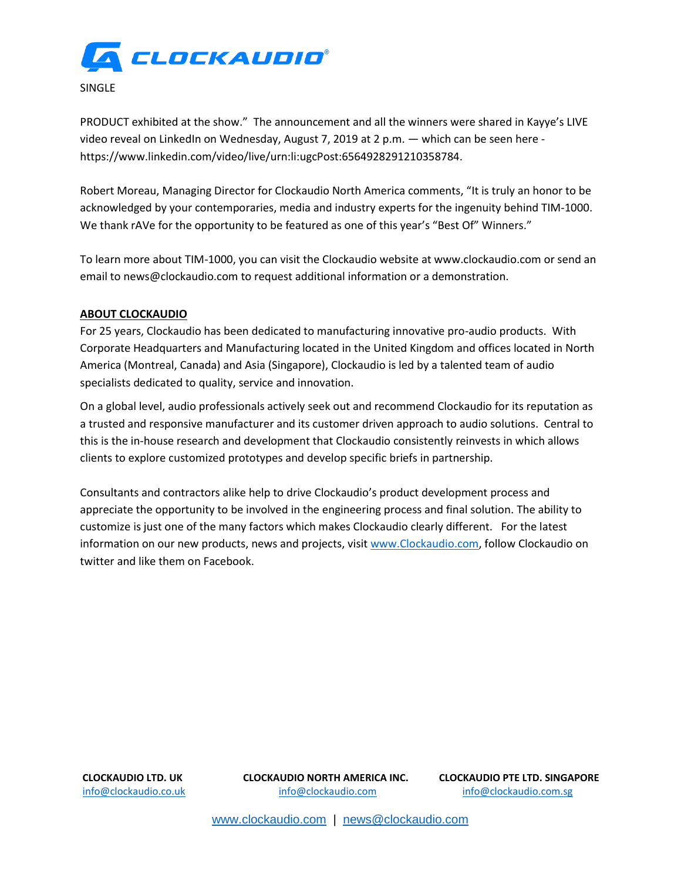SINGLE

PRODUCT exhibited at the show." The announcement and all the winners were shared in Kayye's LIVE video reveal on LinkedIn on Wednesday, August 7, 2019 at 2 p.m. — which can be seen here - https://www.linkedin.com/video/live/urn:li:ugcPost:6564928291210358784.

Robert Moreau, Managing Director for Clockaudio North America comments, "It is truly an honor to be acknowledged by your contemporaries, media and industry experts for the ingenuity behind TIM-1000. We thank rAVe for the opportunity to be featured as one of this year's "Best Of" Winners."

To learn more about TIM-1000, you can visit the Clockaudio website at www.clockaudio.com or send an email to news@clockaudio.com to request additional information or a demonstration.

**ABOUT CLOCKAUDIO**

For 25 years, Clockaudio has been dedicated to manufacturing innovative pro-audio products. With Corporate Headquarters and Manufacturing located in the United Kingdom and offices located in North America (Montreal, Canada) and Asia (Singapore), Clockaudio is led by a talented team of audio specialists dedicated to quality, service and innovation.

On a global level, audio professionals actively seek out and recommend Clockaudio for its reputation as a trusted and responsive manufacturer and its customer driven approach to audio solutions. Central to this is the in-house research and development that Clockaudio consistently reinvests in which allows clients to explore customized prototypes and develop specific briefs in partnership.

Consultants and contractors alike help to drive Clockaudio's product development process and appreciate the opportunity to be involved in the engineering process and final solution. The ability to customize is just one of the many factors which makes Clockaudio clearly different. For the latest information on our new products, news and projects, visit www.Clockaudio.com, follow Clockaudio on twitter and like them on Facebook.

**CLOCKAUDIO LTD. UK**
info@clockaudio.co.uk

**CLOCKAUDIO NORTH AMERICA INC.**
info@clockaudio.com

**CLOCKAUDIO PTE LTD. SINGAPORE**
info@clockaudio.com.sg

www.clockaudio.com | news@clockaudio.com